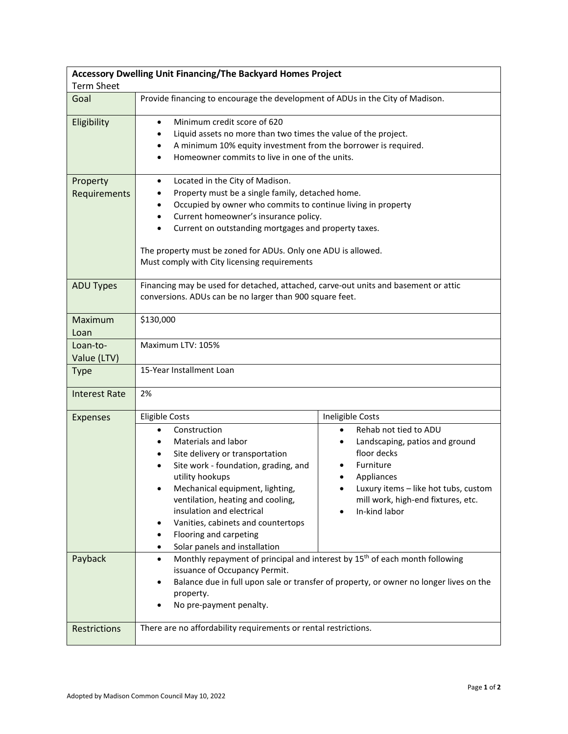| **Accessory Dwelling Unit Financing/The Backyard Homes Project**<br>Term Sheet | | |
|---|---|---|
| Goal | Provide financing to encourage the development of ADUs in the City of Madison. | |
| Eligibility | • Minimum credit score of 620<br>• Liquid assets no more than two times the value of the project.<br>• A minimum 10% equity investment from the borrower is required.<br>• Homeowner commits to live in one of the units. | |
| Property Requirements | • Located in the City of Madison.<br>• Property must be a single family, detached home.<br>• Occupied by owner who commits to continue living in property<br>• Current homeowner's insurance policy.<br>• Current on outstanding mortgages and property taxes.<br><br>The property must be zoned for ADUs. Only one ADU is allowed.<br>Must comply with City licensing requirements | |
| ADU Types | Financing may be used for detached, attached, carve-out units and basement or attic conversions. ADUs can be no larger than 900 square feet. | |
| Maximum Loan | $130,000 | |
| Loan-to-Value (LTV) | Maximum LTV: 105% | |
| Type | 15-Year Installment Loan | |
| Interest Rate | 2% | |
| Expenses | Eligible Costs | Ineligible Costs |
| | • Construction<br>• Materials and labor<br>• Site delivery or transportation<br>• Site work - foundation, grading, and utility hookups<br>• Mechanical equipment, lighting, ventilation, heating and cooling, insulation and electrical<br>• Vanities, cabinets and countertops<br>• Flooring and carpeting<br>• Solar panels and installation | • Rehab not tied to ADU<br>• Landscaping, patios and ground floor decks<br>• Furniture<br>• Appliances<br>• Luxury items – like hot tubs, custom mill work, high-end fixtures, etc.<br>• In-kind labor |
| Payback | • Monthly repayment of principal and interest by 15th of each month following issuance of Occupancy Permit.<br>• Balance due in full upon sale or transfer of property, or owner no longer lives on the property.<br>• No pre-payment penalty. | |
| Restrictions | There are no affordability requirements or rental restrictions. | |

Adopted by Madison Common Council May 10, 2022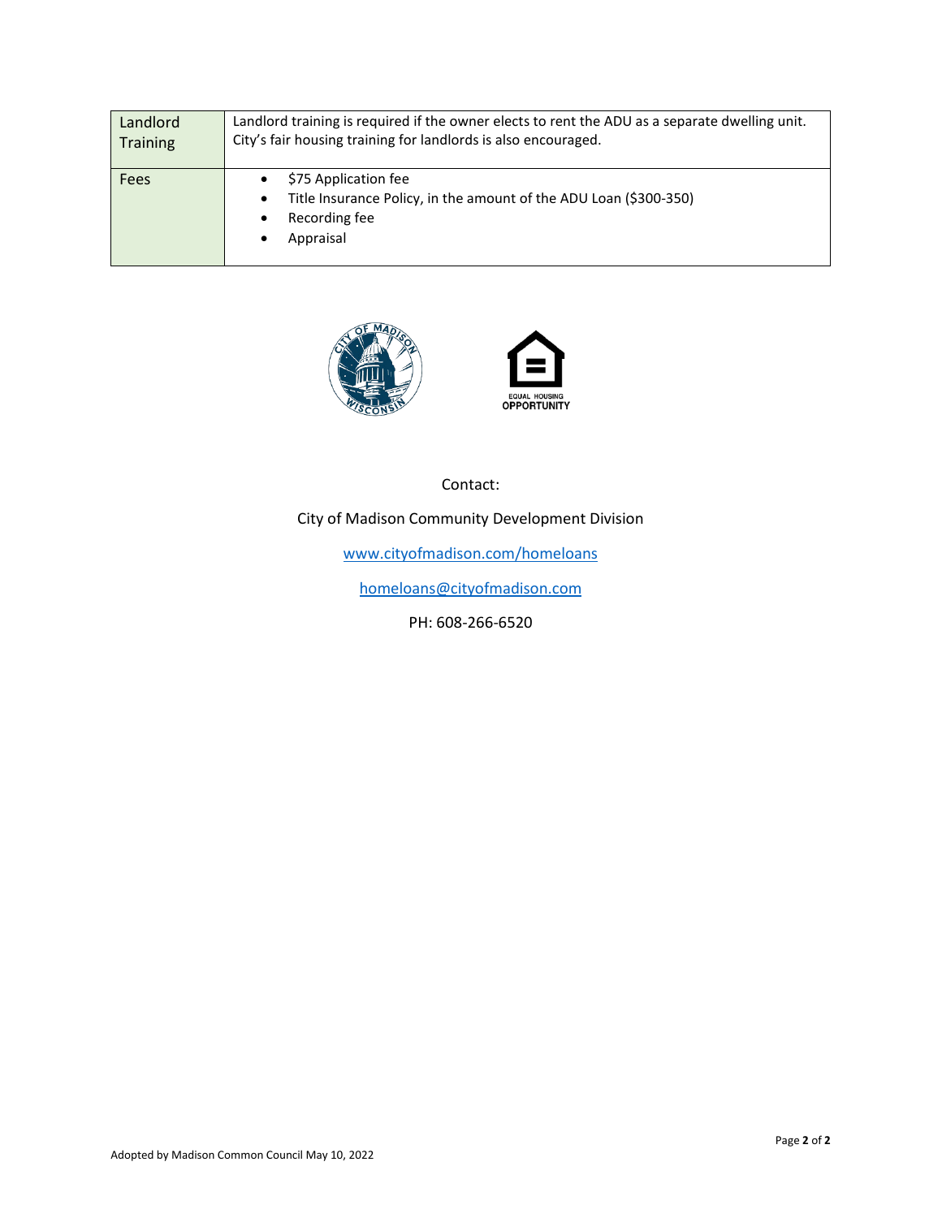| | |
|---|---|
| Landlord Training | Landlord training is required if the owner elects to rent the ADU as a separate dwelling unit. City's fair housing training for landlords is also encouraged. |
| Fees | • $75 Application fee<br>• Title Insurance Policy, in the amount of the ADU Loan ($300-350)<br>• Recording fee<br>• Appraisal |

Contact:

City of Madison Community Development Division

[www.cityofmadison.com/homeloans](http://www.cityofmadison.com/homeloans)

[homeloans@cityofmadison.com](mailto:homeloans@cityofmadison.com)

PH: 608-266-6520

Adopted by Madison Common Council May 10, 2022